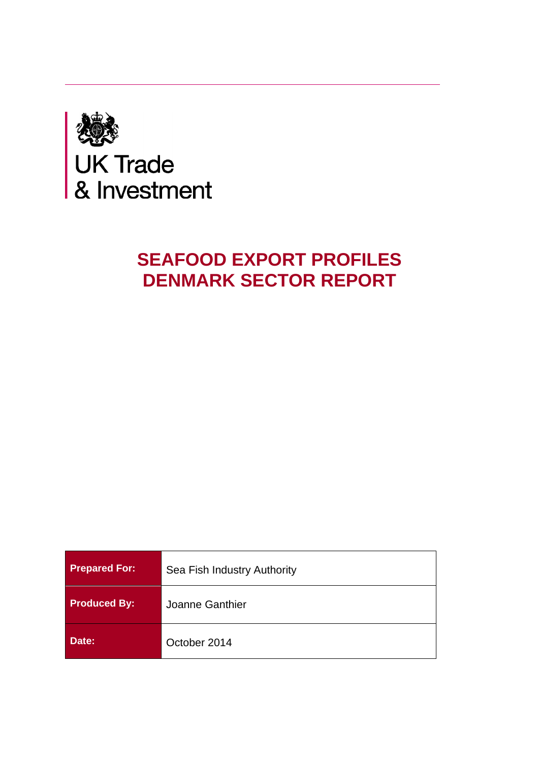UK Trade
& Investment

# SEAFOOD EXPORT PROFILES
# DENMARK SECTOR REPORT

| | |
|---|---|
| **Prepared For:** | Sea Fish Industry Authority |
| **Produced By:** | Joanne Ganthier |
| **Date:** | October 2014 |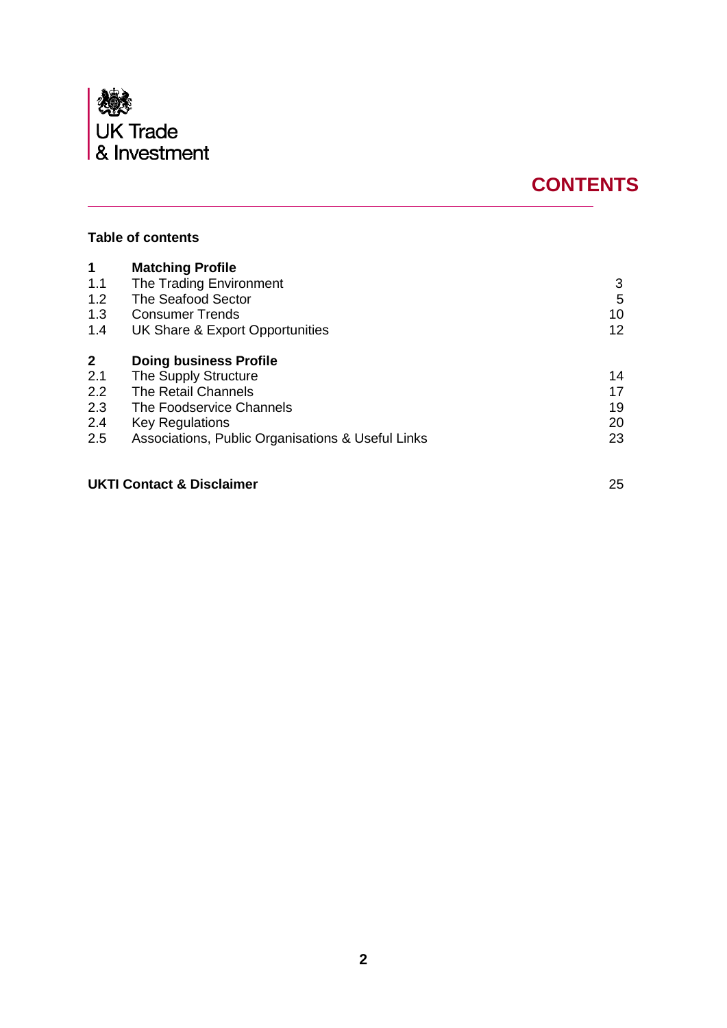UK Trade & Investment

# CONTENTS

**Table of contents**

| | | |
|---|---|---|
| **1** | **Matching Profile** | |
| 1.1 | The Trading Environment | 3 |
| 1.2 | The Seafood Sector | 5 |
| 1.3 | Consumer Trends | 10 |
| 1.4 | UK Share & Export Opportunities | 12 |
| **2** | **Doing business Profile** | |
| 2.1 | The Supply Structure | 14 |
| 2.2 | The Retail Channels | 17 |
| 2.3 | The Foodservice Channels | 19 |
| 2.4 | Key Regulations | 20 |
| 2.5 | Associations, Public Organisations & Useful Links | 23 |
| **UKTI Contact & Disclaimer** | | 25 |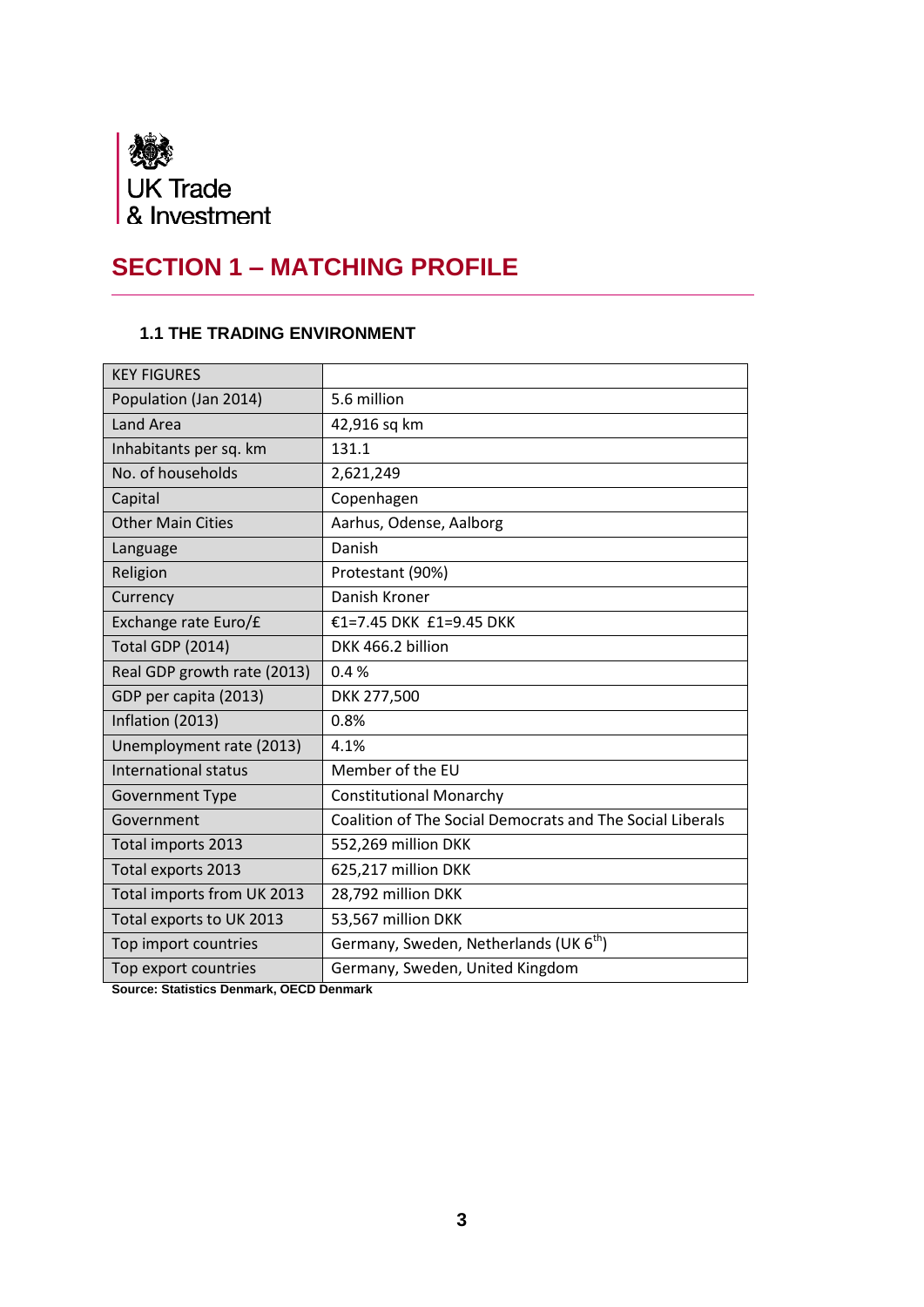UK Trade
& Investment

# SECTION 1 – MATCHING PROFILE

### 1.1 THE TRADING ENVIRONMENT

| KEY FIGURES | |
|---|---|
| Population (Jan 2014) | 5.6 million |
| Land Area | 42,916 sq km |
| Inhabitants per sq. km | 131.1 |
| No. of households | 2,621,249 |
| Capital | Copenhagen |
| Other Main Cities | Aarhus, Odense, Aalborg |
| Language | Danish |
| Religion | Protestant (90%) |
| Currency | Danish Kroner |
| Exchange rate Euro/£ | €1=7.45 DKK £1=9.45 DKK |
| Total GDP (2014) | DKK 466.2 billion |
| Real GDP growth rate (2013) | 0.4 % |
| GDP per capita (2013) | DKK 277,500 |
| Inflation (2013) | 0.8% |
| Unemployment rate (2013) | 4.1% |
| International status | Member of the EU |
| Government Type | Constitutional Monarchy |
| Government | Coalition of The Social Democrats and The Social Liberals |
| Total imports 2013 | 552,269 million DKK |
| Total exports 2013 | 625,217 million DKK |
| Total imports from UK 2013 | 28,792 million DKK |
| Total exports to UK 2013 | 53,567 million DKK |
| Top import countries | Germany, Sweden, Netherlands (UK 6th) |
| Top export countries | Germany, Sweden, United Kingdom |

**Source: Statistics Denmark, OECD Denmark**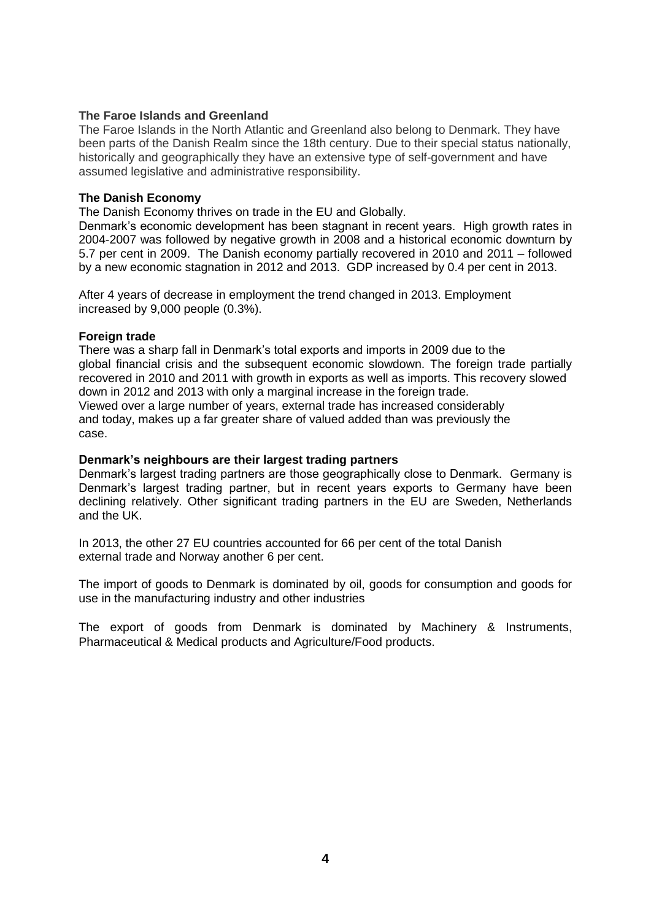**The Faroe Islands and Greenland**

The Faroe Islands in the North Atlantic and Greenland also belong to Denmark. They have been parts of the Danish Realm since the 18th century. Due to their special status nationally, historically and geographically they have an extensive type of self-government and have assumed legislative and administrative responsibility.

**The Danish Economy**

The Danish Economy thrives on trade in the EU and Globally.

Denmark's economic development has been stagnant in recent years. High growth rates in 2004-2007 was followed by negative growth in 2008 and a historical economic downturn by 5.7 per cent in 2009. The Danish economy partially recovered in 2010 and 2011 – followed by a new economic stagnation in 2012 and 2013. GDP increased by 0.4 per cent in 2013.

After 4 years of decrease in employment the trend changed in 2013. Employment increased by 9,000 people (0.3%).

**Foreign trade**

There was a sharp fall in Denmark's total exports and imports in 2009 due to the global financial crisis and the subsequent economic slowdown. The foreign trade partially recovered in 2010 and 2011 with growth in exports as well as imports. This recovery slowed down in 2012 and 2013 with only a marginal increase in the foreign trade.
Viewed over a large number of years, external trade has increased considerably and today, makes up a far greater share of valued added than was previously the case.

**Denmark's neighbours are their largest trading partners**

Denmark's largest trading partners are those geographically close to Denmark. Germany is Denmark's largest trading partner, but in recent years exports to Germany have been declining relatively. Other significant trading partners in the EU are Sweden, Netherlands and the UK.

In 2013, the other 27 EU countries accounted for 66 per cent of the total Danish external trade and Norway another 6 per cent.

The import of goods to Denmark is dominated by oil, goods for consumption and goods for use in the manufacturing industry and other industries

The export of goods from Denmark is dominated by Machinery & Instruments, Pharmaceutical & Medical products and Agriculture/Food products.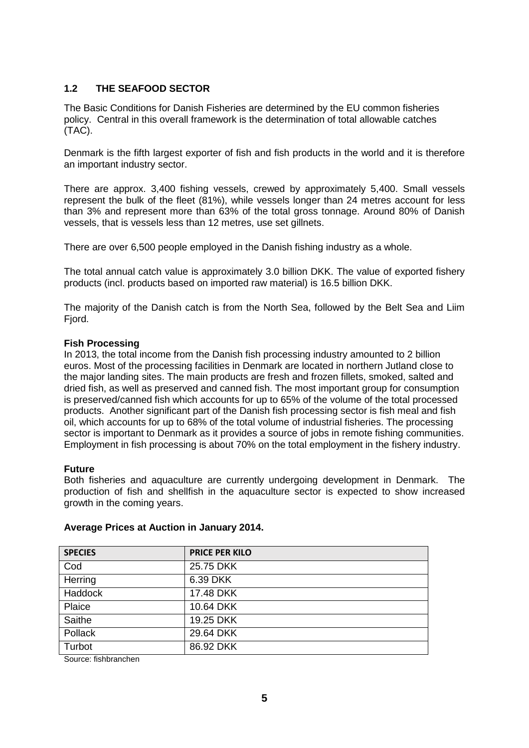## 1.2 THE SEAFOOD SECTOR

The Basic Conditions for Danish Fisheries are determined by the EU common fisheries policy. Central in this overall framework is the determination of total allowable catches (TAC).

Denmark is the fifth largest exporter of fish and fish products in the world and it is therefore an important industry sector.

There are approx. 3,400 fishing vessels, crewed by approximately 5,400. Small vessels represent the bulk of the fleet (81%), while vessels longer than 24 metres account for less than 3% and represent more than 63% of the total gross tonnage. Around 80% of Danish vessels, that is vessels less than 12 metres, use set gillnets.

There are over 6,500 people employed in the Danish fishing industry as a whole.

The total annual catch value is approximately 3.0 billion DKK. The value of exported fishery products (incl. products based on imported raw material) is 16.5 billion DKK.

The majority of the Danish catch is from the North Sea, followed by the Belt Sea and Liim Fjord.

**Fish Processing**

In 2013, the total income from the Danish fish processing industry amounted to 2 billion euros. Most of the processing facilities in Denmark are located in northern Jutland close to the major landing sites. The main products are fresh and frozen fillets, smoked, salted and dried fish, as well as preserved and canned fish. The most important group for consumption is preserved/canned fish which accounts for up to 65% of the volume of the total processed products. Another significant part of the Danish fish processing sector is fish meal and fish oil, which accounts for up to 68% of the total volume of industrial fisheries. The processing sector is important to Denmark as it provides a source of jobs in remote fishing communities. Employment in fish processing is about 70% on the total employment in the fishery industry.

**Future**

Both fisheries and aquaculture are currently undergoing development in Denmark. The production of fish and shellfish in the aquaculture sector is expected to show increased growth in the coming years.

**Average Prices at Auction in January 2014.**

| SPECIES | PRICE PER KILO |
| --- | --- |
| Cod | 25.75 DKK |
| Herring | 6.39 DKK |
| Haddock | 17.48 DKK |
| Plaice | 10.64 DKK |
| Saithe | 19.25 DKK |
| Pollack | 29.64 DKK |
| Turbot | 86.92 DKK |

Source: fishbranchen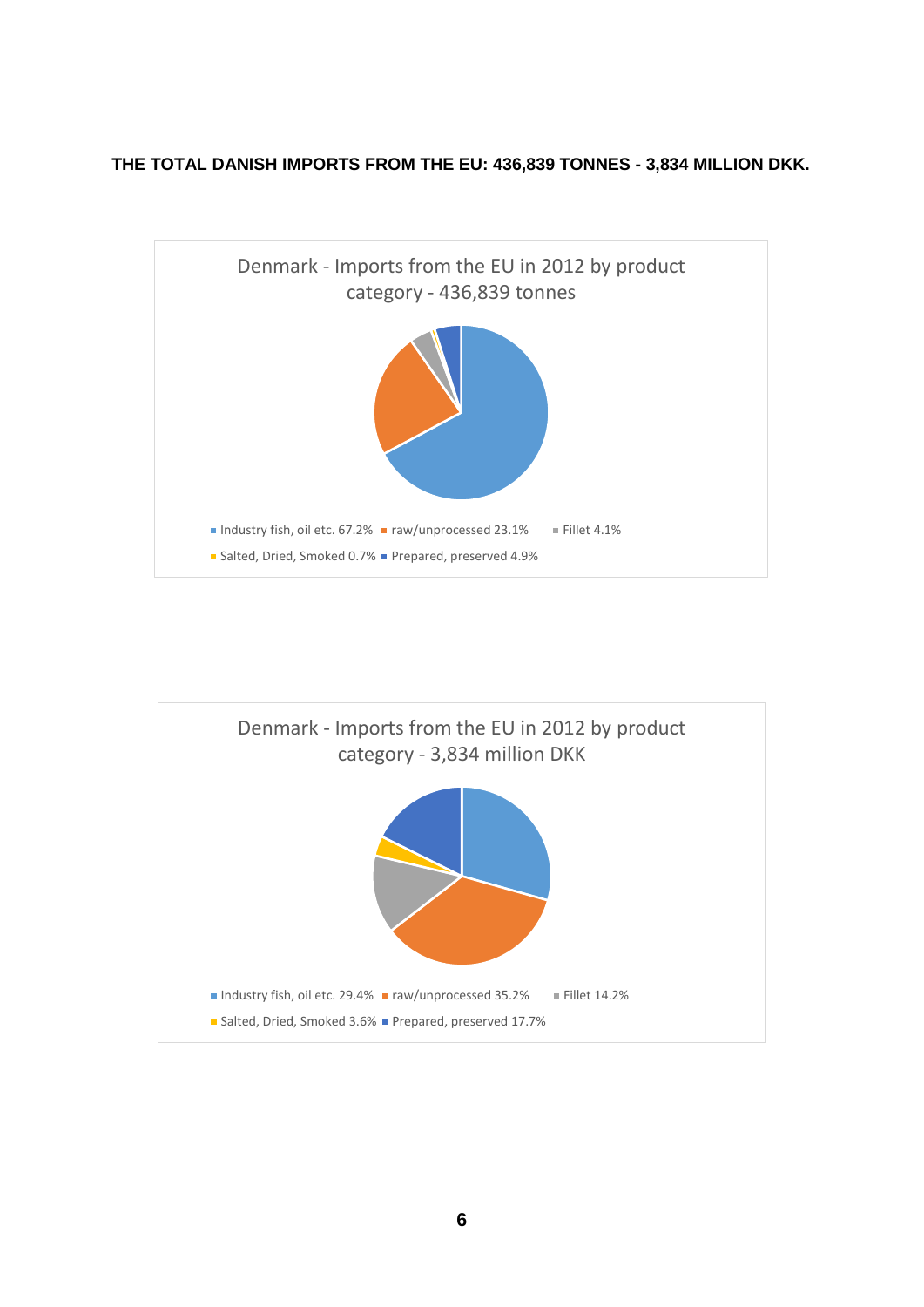**THE TOTAL DANISH IMPORTS FROM THE EU: 436,839 TONNES - 3,834 MILLION DKK.**

Denmark - Imports from the EU in 2012 by product category - 436,839 tonnes

- Industry fish, oil etc. 67.2%
- raw/unprocessed 23.1%
- Fillet 4.1%
- Salted, Dried, Smoked 0.7%
- Prepared, preserved 4.9%

Denmark - Imports from the EU in 2012 by product category - 3,834 million DKK

- Industry fish, oil etc. 29.4%
- raw/unprocessed 35.2%
- Fillet 14.2%
- Salted, Dried, Smoked 3.6%
- Prepared, preserved 17.7%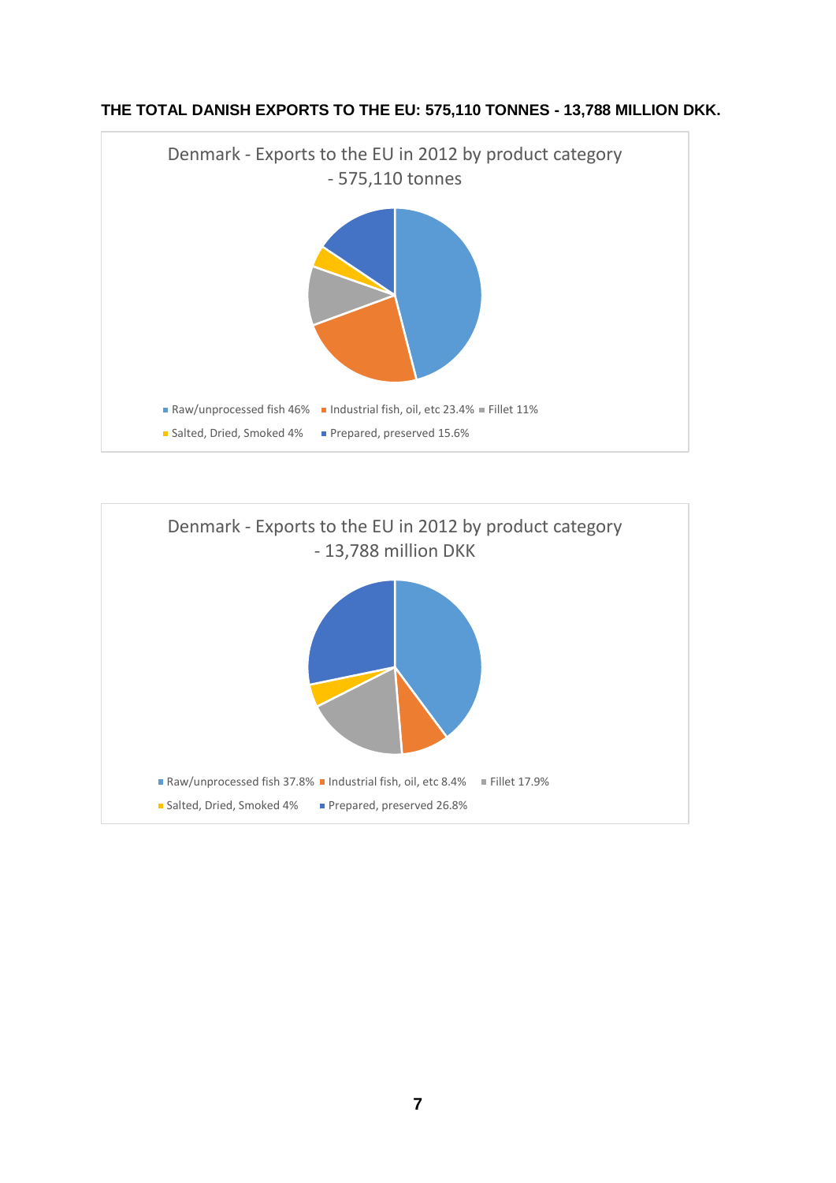**THE TOTAL DANISH EXPORTS TO THE EU: 575,110 TONNES - 13,788 MILLION DKK.**

Denmark - Exports to the EU in 2012 by product category - 575,110 tonnes

- Raw/unprocessed fish 46%
- Industrial fish, oil, etc 23.4%
- Fillet 11%
- Salted, Dried, Smoked 4%
- Prepared, preserved 15.6%

Denmark - Exports to the EU in 2012 by product category - 13,788 million DKK

- Raw/unprocessed fish 37.8%
- Industrial fish, oil, etc 8.4%
- Fillet 17.9%
- Salted, Dried, Smoked 4%
- Prepared, preserved 26.8%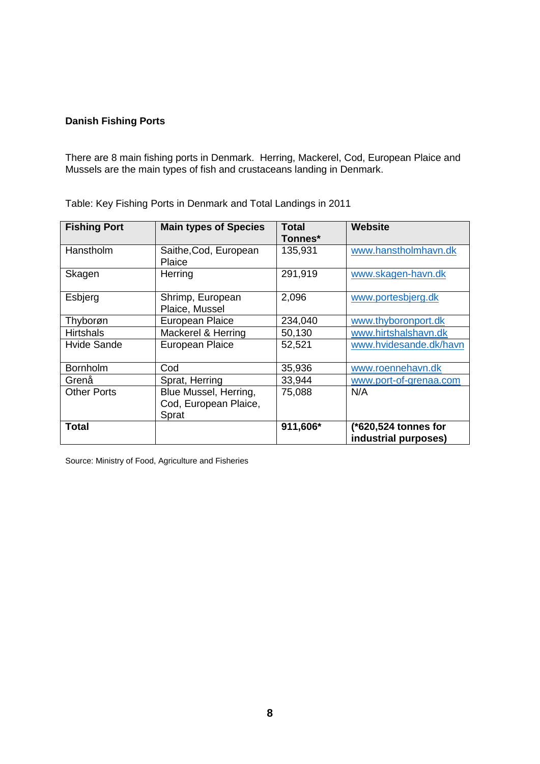**Danish Fishing Ports**

There are 8 main fishing ports in Denmark. Herring, Mackerel, Cod, European Plaice and Mussels are the main types of fish and crustaceans landing in Denmark.

Table: Key Fishing Ports in Denmark and Total Landings in 2011

| Fishing Port | Main types of Species | Total Tonnes* | Website |
|---|---|---|---|
| Hanstholm | Saithe,Cod, European Plaice | 135,931 | www.hanstholmhavn.dk |
| Skagen | Herring | 291,919 | www.skagen-havn.dk |
| Esbjerg | Shrimp, European Plaice, Mussel | 2,096 | www.portesbjerg.dk |
| Thyborøn | European Plaice | 234,040 | www.thyboronport.dk |
| Hirtshals | Mackerel & Herring | 50,130 | www.hirtshalshavn.dk |
| Hvide Sande | European Plaice | 52,521 | www.hvidesande.dk/havn |
| Bornholm | Cod | 35,936 | www.roennehavn.dk |
| Grenå | Sprat, Herring | 33,944 | www.port-of-grenaa.com |
| Other Ports | Blue Mussel, Herring, Cod, European Plaice, Sprat | 75,088 | N/A |
| **Total** | | **911,606*** | **(*620,524 tonnes for industrial purposes)** |

Source: Ministry of Food, Agriculture and Fisheries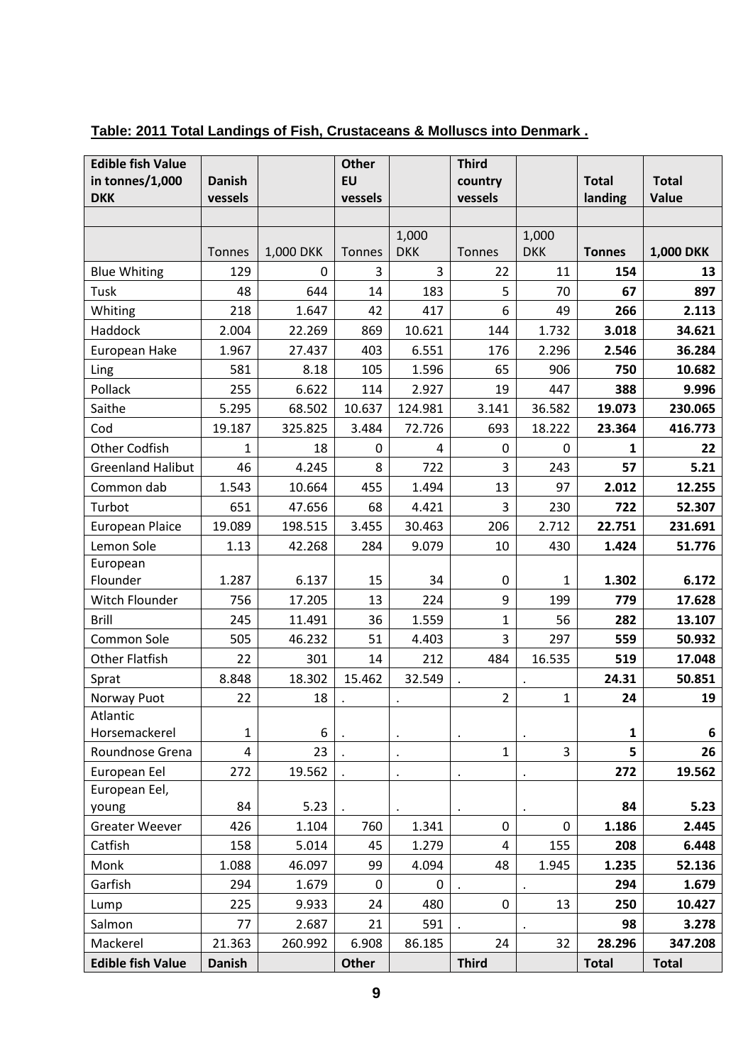**Table: 2011 Total Landings of Fish, Crustaceans & Molluscs into Denmark .**

| **Edible fish Value in tonnes/1,000 DKK** | **Danish vessels** | | **Other EU vessels** | | **Third country vessels** | | **Total landing** | **Total Value** |
|---|---|---|---|---|---|---|---|---|
| | | | | | | | | |
| | Tonnes | 1,000 DKK | Tonnes | 1,000 DKK | Tonnes | 1,000 DKK | **Tonnes** | **1,000 DKK** |
| Blue Whiting | 129 | 0 | 3 | 3 | 22 | 11 | **154** | **13** |
| Tusk | 48 | 644 | 14 | 183 | 5 | 70 | **67** | **897** |
| Whiting | 218 | 1.647 | 42 | 417 | 6 | 49 | **266** | **2.113** |
| Haddock | 2.004 | 22.269 | 869 | 10.621 | 144 | 1.732 | **3.018** | **34.621** |
| European Hake | 1.967 | 27.437 | 403 | 6.551 | 176 | 2.296 | **2.546** | **36.284** |
| Ling | 581 | 8.18 | 105 | 1.596 | 65 | 906 | **750** | **10.682** |
| Pollack | 255 | 6.622 | 114 | 2.927 | 19 | 447 | **388** | **9.996** |
| Saithe | 5.295 | 68.502 | 10.637 | 124.981 | 3.141 | 36.582 | **19.073** | **230.065** |
| Cod | 19.187 | 325.825 | 3.484 | 72.726 | 693 | 18.222 | **23.364** | **416.773** |
| Other Codfish | 1 | 18 | 0 | 4 | 0 | 0 | **1** | **22** |
| Greenland Halibut | 46 | 4.245 | 8 | 722 | 3 | 243 | **57** | **5.21** |
| Common dab | 1.543 | 10.664 | 455 | 1.494 | 13 | 97 | **2.012** | **12.255** |
| Turbot | 651 | 47.656 | 68 | 4.421 | 3 | 230 | **722** | **52.307** |
| European Plaice | 19.089 | 198.515 | 3.455 | 30.463 | 206 | 2.712 | **22.751** | **231.691** |
| Lemon Sole | 1.13 | 42.268 | 284 | 9.079 | 10 | 430 | **1.424** | **51.776** |
| European Flounder | 1.287 | 6.137 | 15 | 34 | 0 | 1 | **1.302** | **6.172** |
| Witch Flounder | 756 | 17.205 | 13 | 224 | 9 | 199 | **779** | **17.628** |
| Brill | 245 | 11.491 | 36 | 1.559 | 1 | 56 | **282** | **13.107** |
| Common Sole | 505 | 46.232 | 51 | 4.403 | 3 | 297 | **559** | **50.932** |
| Other Flatfish | 22 | 301 | 14 | 212 | 484 | 16.535 | **519** | **17.048** |
| Sprat | 8.848 | 18.302 | 15.462 | 32.549 | . | . | **24.31** | **50.851** |
| Norway Puot | 22 | 18 | . | . | 2 | 1 | **24** | **19** |
| Atlantic Horsemackerel | 1 | 6 | . | . | . | . | **1** | **6** |
| Roundnose Grena | 4 | 23 | . | . | 1 | 3 | **5** | **26** |
| European Eel | 272 | 19.562 | . | . | . | . | **272** | **19.562** |
| European Eel, young | 84 | 5.23 | . | . | . | . | **84** | **5.23** |
| Greater Weever | 426 | 1.104 | 760 | 1.341 | 0 | 0 | **1.186** | **2.445** |
| Catfish | 158 | 5.014 | 45 | 1.279 | 4 | 155 | **208** | **6.448** |
| Monk | 1.088 | 46.097 | 99 | 4.094 | 48 | 1.945 | **1.235** | **52.136** |
| Garfish | 294 | 1.679 | 0 | 0 | . | . | **294** | **1.679** |
| Lump | 225 | 9.933 | 24 | 480 | 0 | 13 | **250** | **10.427** |
| Salmon | 77 | 2.687 | 21 | 591 | . | . | **98** | **3.278** |
| Mackerel | 21.363 | 260.992 | 6.908 | 86.185 | 24 | 32 | **28.296** | **347.208** |
| **Edible fish Value** | **Danish** | | **Other** | | **Third** | | **Total** | **Total** |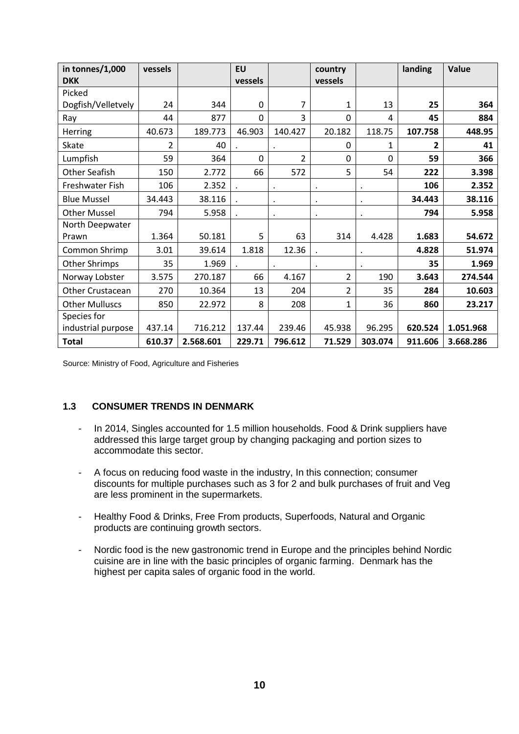| in tonnes/1,000 DKK | vessels | | EU vessels | | country vessels | | landing | Value |
|---|---|---|---|---|---|---|---|---|
| Picked Dogfish/Velletvely | 24 | 344 | 0 | 7 | 1 | 13 | **25** | **364** |
| Ray | 44 | 877 | 0 | 3 | 0 | 4 | **45** | **884** |
| Herring | 40.673 | 189.773 | 46.903 | 140.427 | 20.182 | 118.75 | **107.758** | **448.95** |
| Skate | 2 | 40 | . | . | 0 | 1 | **2** | **41** |
| Lumpfish | 59 | 364 | 0 | 2 | 0 | 0 | **59** | **366** |
| Other Seafish | 150 | 2.772 | 66 | 572 | 5 | 54 | **222** | **3.398** |
| Freshwater Fish | 106 | 2.352 | . | . | . | . | **106** | **2.352** |
| Blue Mussel | 34.443 | 38.116 | . | . | . | . | **34.443** | **38.116** |
| Other Mussel | 794 | 5.958 | . | . | . | . | **794** | **5.958** |
| North Deepwater Prawn | 1.364 | 50.181 | 5 | 63 | 314 | 4.428 | **1.683** | **54.672** |
| Common Shrimp | 3.01 | 39.614 | 1.818 | 12.36 | . | . | **4.828** | **51.974** |
| Other Shrimps | 35 | 1.969 | . | . | . | . | **35** | **1.969** |
| Norway Lobster | 3.575 | 270.187 | 66 | 4.167 | 2 | 190 | **3.643** | **274.544** |
| Other Crustacean | 270 | 10.364 | 13 | 204 | 2 | 35 | **284** | **10.603** |
| Other Mulluscs | 850 | 22.972 | 8 | 208 | 1 | 36 | **860** | **23.217** |
| Species for industrial purpose | 437.14 | 716.212 | 137.44 | 239.46 | 45.938 | 96.295 | **620.524** | **1.051.968** |
| **Total** | **610.37** | **2.568.601** | **229.71** | **796.612** | **71.529** | **303.074** | **911.606** | **3.668.286** |

Source: Ministry of Food, Agriculture and Fisheries

### 1.3 CONSUMER TRENDS IN DENMARK

- In 2014, Singles accounted for 1.5 million households. Food & Drink suppliers have addressed this large target group by changing packaging and portion sizes to accommodate this sector.
- A focus on reducing food waste in the industry, In this connection; consumer discounts for multiple purchases such as 3 for 2 and bulk purchases of fruit and Veg are less prominent in the supermarkets.
- Healthy Food & Drinks, Free From products, Superfoods, Natural and Organic products are continuing growth sectors.
- Nordic food is the new gastronomic trend in Europe and the principles behind Nordic cuisine are in line with the basic principles of organic farming. Denmark has the highest per capita sales of organic food in the world.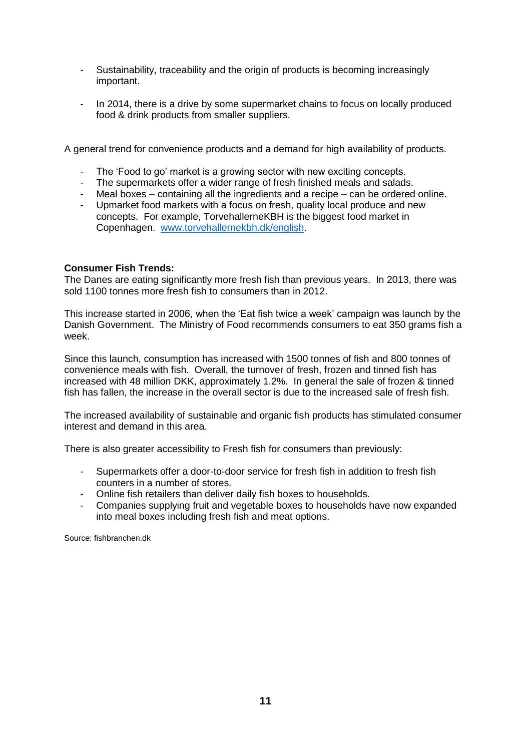- Sustainability, traceability and the origin of products is becoming increasingly important.

- In 2014, there is a drive by some supermarket chains to focus on locally produced food & drink products from smaller suppliers.

A general trend for convenience products and a demand for high availability of products.

- The 'Food to go' market is a growing sector with new exciting concepts.
- The supermarkets offer a wider range of fresh finished meals and salads.
- Meal boxes – containing all the ingredients and a recipe – can be ordered online.
- Upmarket food markets with a focus on fresh, quality local produce and new concepts. For example, TorvehallerneKBH is the biggest food market in Copenhagen. [www.torvehallernekbh.dk/english](http://www.torvehallernekbh.dk/english).

**Consumer Fish Trends:**
The Danes are eating significantly more fresh fish than previous years. In 2013, there was sold 1100 tonnes more fresh fish to consumers than in 2012.

This increase started in 2006, when the 'Eat fish twice a week' campaign was launch by the Danish Government. The Ministry of Food recommends consumers to eat 350 grams fish a week.

Since this launch, consumption has increased with 1500 tonnes of fish and 800 tonnes of convenience meals with fish. Overall, the turnover of fresh, frozen and tinned fish has increased with 48 million DKK, approximately 1.2%. In general the sale of frozen & tinned fish has fallen, the increase in the overall sector is due to the increased sale of fresh fish.

The increased availability of sustainable and organic fish products has stimulated consumer interest and demand in this area.

There is also greater accessibility to Fresh fish for consumers than previously:

- Supermarkets offer a door-to-door service for fresh fish in addition to fresh fish counters in a number of stores.
- Online fish retailers than deliver daily fish boxes to households.
- Companies supplying fruit and vegetable boxes to households have now expanded into meal boxes including fresh fish and meat options.

Source: fishbranchen.dk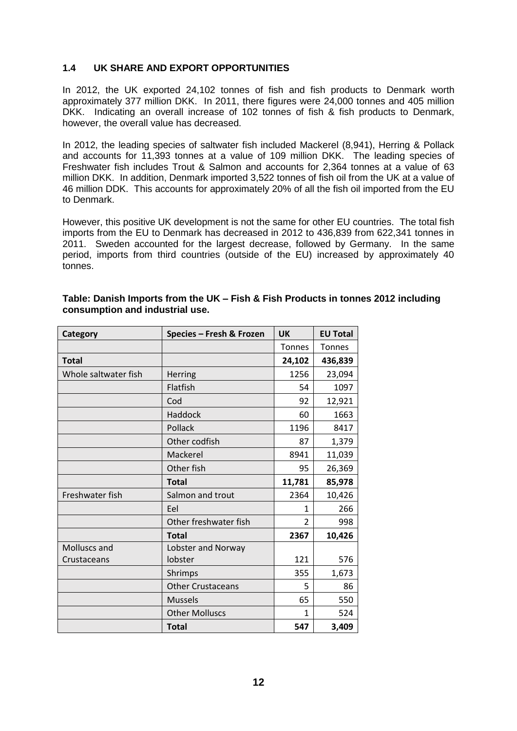### 1.4 UK SHARE AND EXPORT OPPORTUNITIES

In 2012, the UK exported 24,102 tonnes of fish and fish products to Denmark worth approximately 377 million DKK. In 2011, there figures were 24,000 tonnes and 405 million DKK. Indicating an overall increase of 102 tonnes of fish & fish products to Denmark, however, the overall value has decreased.

In 2012, the leading species of saltwater fish included Mackerel (8,941), Herring & Pollack and accounts for 11,393 tonnes at a value of 109 million DKK. The leading species of Freshwater fish includes Trout & Salmon and accounts for 2,364 tonnes at a value of 63 million DKK. In addition, Denmark imported 3,522 tonnes of fish oil from the UK at a value of 46 million DDK. This accounts for approximately 20% of all the fish oil imported from the EU to Denmark.

However, this positive UK development is not the same for other EU countries. The total fish imports from the EU to Denmark has decreased in 2012 to 436,839 from 622,341 tonnes in 2011. Sweden accounted for the largest decrease, followed by Germany. In the same period, imports from third countries (outside of the EU) increased by approximately 40 tonnes.

**Table: Danish Imports from the UK – Fish & Fish Products in tonnes 2012 including consumption and industrial use.**

| Category | Species – Fresh & Frozen | UK | EU Total |
|---|---|---|---|
| | | Tonnes | Tonnes |
| **Total** | | **24,102** | **436,839** |
| Whole saltwater fish | Herring | 1256 | 23,094 |
| | Flatfish | 54 | 1097 |
| | Cod | 92 | 12,921 |
| | Haddock | 60 | 1663 |
| | Pollack | 1196 | 8417 |
| | Other codfish | 87 | 1,379 |
| | Mackerel | 8941 | 11,039 |
| | Other fish | 95 | 26,369 |
| | **Total** | **11,781** | **85,978** |
| Freshwater fish | Salmon and trout | 2364 | 10,426 |
| | Eel | 1 | 266 |
| | Other freshwater fish | 2 | 998 |
| | **Total** | **2367** | **10,426** |
| Molluscs and Crustaceans | Lobster and Norway lobster | 121 | 576 |
| | Shrimps | 355 | 1,673 |
| | Other Crustaceans | 5 | 86 |
| | Mussels | 65 | 550 |
| | Other Molluscs | 1 | 524 |
| | **Total** | **547** | **3,409** |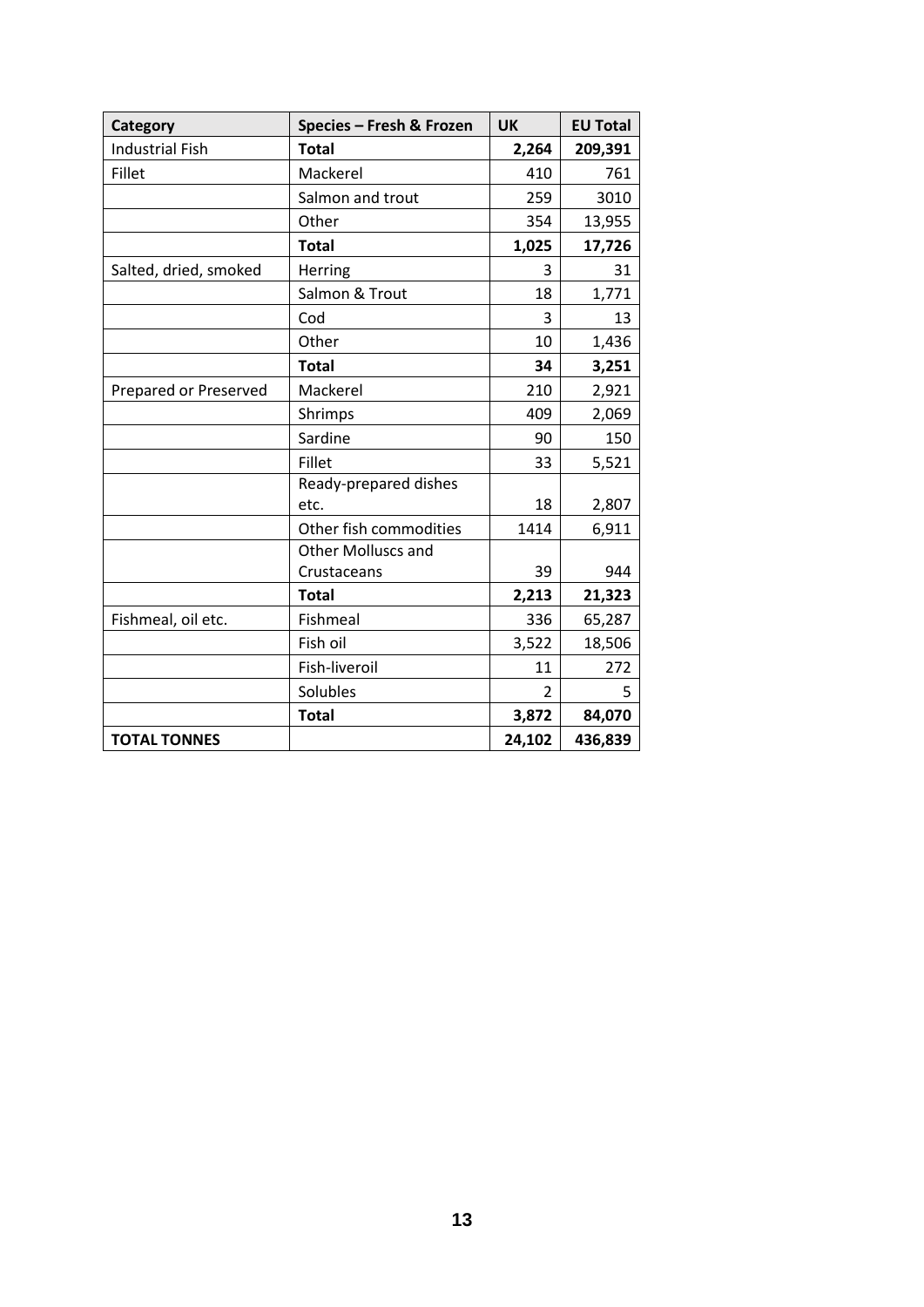| Category | Species – Fresh & Frozen | UK | EU Total |
|---|---|---|---|
| Industrial Fish | **Total** | **2,264** | **209,391** |
| Fillet | Mackerel | 410 | 761 |
| | Salmon and trout | 259 | 3010 |
| | Other | 354 | 13,955 |
| | **Total** | **1,025** | **17,726** |
| Salted, dried, smoked | Herring | 3 | 31 |
| | Salmon & Trout | 18 | 1,771 |
| | Cod | 3 | 13 |
| | Other | 10 | 1,436 |
| | **Total** | **34** | **3,251** |
| Prepared or Preserved | Mackerel | 210 | 2,921 |
| | Shrimps | 409 | 2,069 |
| | Sardine | 90 | 150 |
| | Fillet | 33 | 5,521 |
| | Ready-prepared dishes etc. | 18 | 2,807 |
| | Other fish commodities | 1414 | 6,911 |
| | Other Molluscs and Crustaceans | 39 | 944 |
| | **Total** | **2,213** | **21,323** |
| Fishmeal, oil etc. | Fishmeal | 336 | 65,287 |
| | Fish oil | 3,522 | 18,506 |
| | Fish-liveroil | 11 | 272 |
| | Solubles | 2 | 5 |
| | **Total** | **3,872** | **84,070** |
| **TOTAL TONNES** | | **24,102** | **436,839** |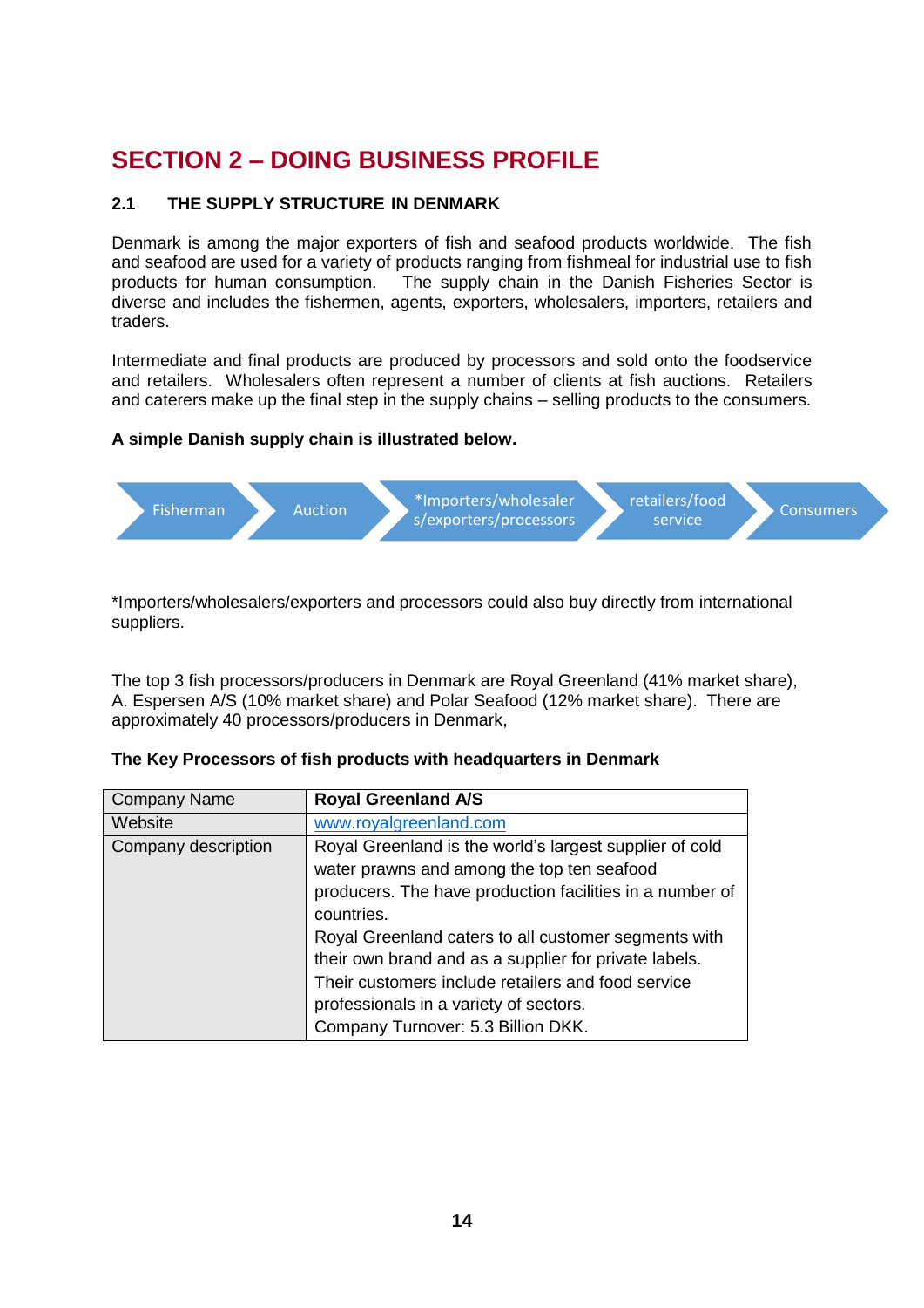# SECTION 2 – DOING BUSINESS PROFILE

## 2.1 THE SUPPLY STRUCTURE IN DENMARK

Denmark is among the major exporters of fish and seafood products worldwide. The fish and seafood are used for a variety of products ranging from fishmeal for industrial use to fish products for human consumption. The supply chain in the Danish Fisheries Sector is diverse and includes the fishermen, agents, exporters, wholesalers, importers, retailers and traders.

Intermediate and final products are produced by processors and sold onto the foodservice and retailers. Wholesalers often represent a number of clients at fish auctions. Retailers and caterers make up the final step in the supply chains – selling products to the consumers.

**A simple Danish supply chain is illustrated below.**

Fisherman → Auction → *Importers/wholesalers/exporters/processors → retailers/food service → Consumers

*Importers/wholesalers/exporters and processors could also buy directly from international suppliers.

The top 3 fish processors/producers in Denmark are Royal Greenland (41% market share), A. Espersen A/S (10% market share) and Polar Seafood (12% market share). There are approximately 40 processors/producers in Denmark,

**The Key Processors of fish products with headquarters in Denmark**

| Company Name | **Royal Greenland A/S** |
|---|---|
| Website | www.royalgreenland.com |
| Company description | Royal Greenland is the world's largest supplier of cold water prawns and among the top ten seafood producers. The have production facilities in a number of countries.<br>Royal Greenland caters to all customer segments with their own brand and as a supplier for private labels. Their customers include retailers and food service professionals in a variety of sectors.<br>Company Turnover: 5.3 Billion DKK. |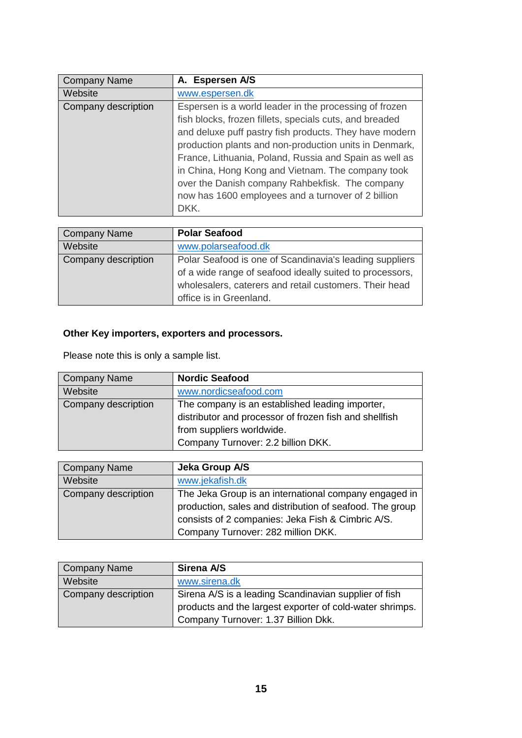| Company Name | **A. Espersen A/S** |
|---|---|
| Website | www.espersen.dk |
| Company description | Espersen is a world leader in the processing of frozen fish blocks, frozen fillets, specials cuts, and breaded and deluxe puff pastry fish products. They have modern production plants and non-production units in Denmark, France, Lithuania, Poland, Russia and Spain as well as in China, Hong Kong and Vietnam. The company took over the Danish company Rahbekfisk. The company now has 1600 employees and a turnover of 2 billion DKK. |

| Company Name | **Polar Seafood** |
|---|---|
| Website | www.polarseafood.dk |
| Company description | Polar Seafood is one of Scandinavia's leading suppliers of a wide range of seafood ideally suited to processors, wholesalers, caterers and retail customers. Their head office is in Greenland. |

**Other Key importers, exporters and processors.**

Please note this is only a sample list.

| Company Name | **Nordic Seafood** |
|---|---|
| Website | www.nordicseafood.com |
| Company description | The company is an established leading importer, distributor and processor of frozen fish and shellfish from suppliers worldwide.<br>Company Turnover: 2.2 billion DKK. |

| Company Name | **Jeka Group A/S** |
|---|---|
| Website | www.jekafish.dk |
| Company description | The Jeka Group is an international company engaged in production, sales and distribution of seafood. The group consists of 2 companies: Jeka Fish & Cimbric A/S.<br>Company Turnover: 282 million DKK. |

| Company Name | **Sirena A/S** |
|---|---|
| Website | www.sirena.dk |
| Company description | Sirena A/S is a leading Scandinavian supplier of fish products and the largest exporter of cold-water shrimps.<br>Company Turnover: 1.37 Billion Dkk. |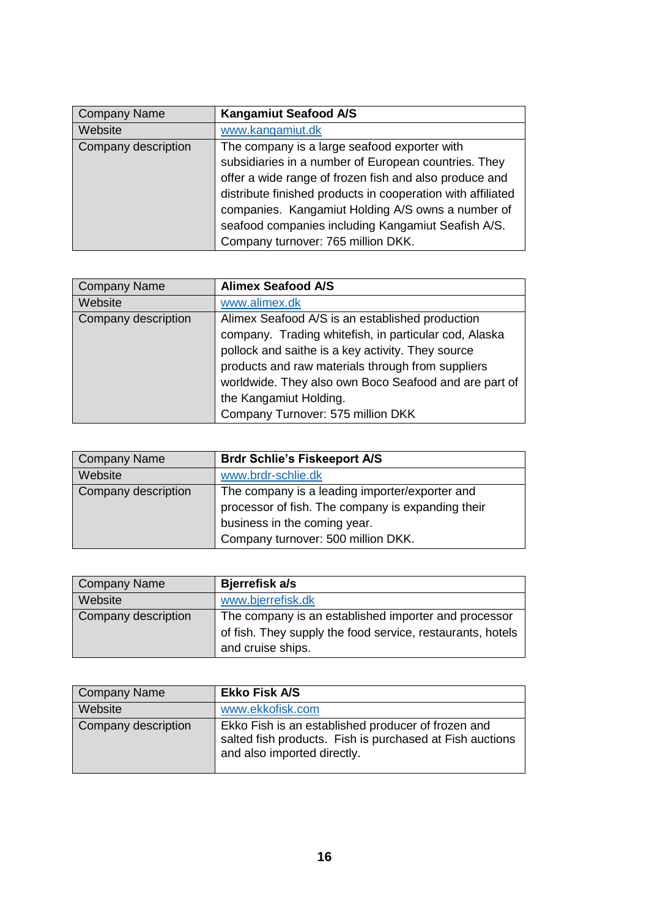| Company Name | **Kangamiut Seafood A/S** |
|---|---|
| Website | www.kangamiut.dk |
| Company description | The company is a large seafood exporter with subsidiaries in a number of European countries. They offer a wide range of frozen fish and also produce and distribute finished products in cooperation with affiliated companies. Kangamiut Holding A/S owns a number of seafood companies including Kangamiut Seafish A/S.<br>Company turnover: 765 million DKK. |

| Company Name | **Alimex Seafood A/S** |
|---|---|
| Website | www.alimex.dk |
| Company description | Alimex Seafood A/S is an established production company. Trading whitefish, in particular cod, Alaska pollock and saithe is a key activity. They source products and raw materials through from suppliers worldwide. They also own Boco Seafood and are part of the Kangamiut Holding.<br>Company Turnover: 575 million DKK |

| Company Name | **Brdr Schlie's Fiskeeport A/S** |
|---|---|
| Website | www.brdr-schlie.dk |
| Company description | The company is a leading importer/exporter and processor of fish. The company is expanding their business in the coming year.<br>Company turnover: 500 million DKK. |

| Company Name | **Bjerrefisk a/s** |
|---|---|
| Website | www.bjerrefisk.dk |
| Company description | The company is an established importer and processor of fish. They supply the food service, restaurants, hotels and cruise ships. |

| Company Name | **Ekko Fisk A/S** |
|---|---|
| Website | www.ekkofisk.com |
| Company description | Ekko Fish is an established producer of frozen and salted fish products. Fish is purchased at Fish auctions and also imported directly. |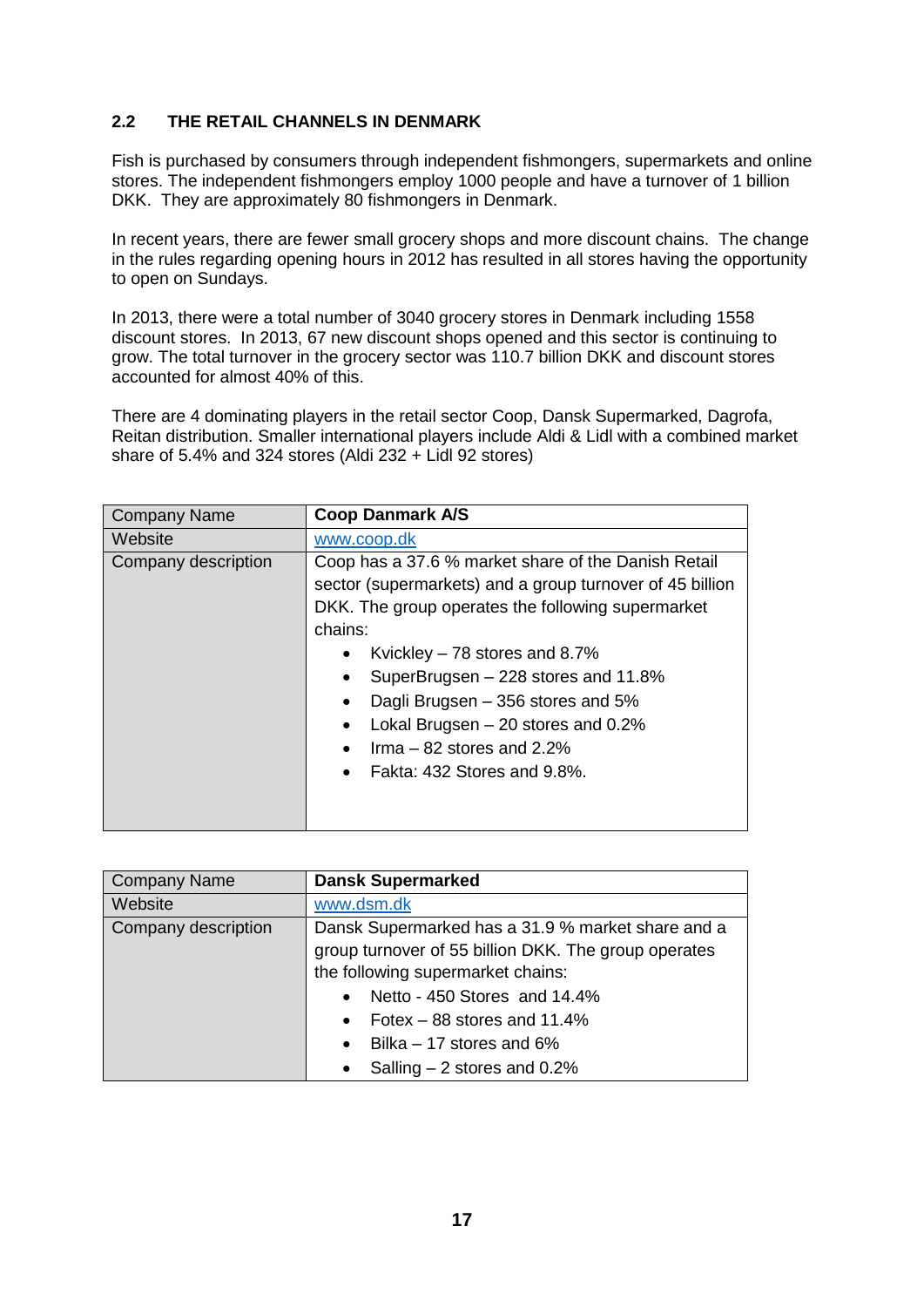## 2.2 THE RETAIL CHANNELS IN DENMARK

Fish is purchased by consumers through independent fishmongers, supermarkets and online stores. The independent fishmongers employ 1000 people and have a turnover of 1 billion DKK. They are approximately 80 fishmongers in Denmark.

In recent years, there are fewer small grocery shops and more discount chains. The change in the rules regarding opening hours in 2012 has resulted in all stores having the opportunity to open on Sundays.

In 2013, there were a total number of 3040 grocery stores in Denmark including 1558 discount stores. In 2013, 67 new discount shops opened and this sector is continuing to grow. The total turnover in the grocery sector was 110.7 billion DKK and discount stores accounted for almost 40% of this.

There are 4 dominating players in the retail sector Coop, Dansk Supermarked, Dagrofa, Reitan distribution. Smaller international players include Aldi & Lidl with a combined market share of 5.4% and 324 stores (Aldi 232 + Lidl 92 stores)

| Company Name | **Coop Danmark A/S** |
|---|---|
| Website | www.coop.dk |
| Company description | Coop has a 37.6 % market share of the Danish Retail sector (supermarkets) and a group turnover of 45 billion DKK. The group operates the following supermarket chains:<br>• Kvickley – 78 stores and 8.7%<br>• SuperBrugsen – 228 stores and 11.8%<br>• Dagli Brugsen – 356 stores and 5%<br>• Lokal Brugsen – 20 stores and 0.2%<br>• Irma – 82 stores and 2.2%<br>• Fakta: 432 Stores and 9.8%. |

| Company Name | **Dansk Supermarked** |
|---|---|
| Website | www.dsm.dk |
| Company description | Dansk Supermarked has a 31.9 % market share and a group turnover of 55 billion DKK. The group operates the following supermarket chains:<br>• Netto - 450 Stores and 14.4%<br>• Fotex – 88 stores and 11.4%<br>• Bilka – 17 stores and 6%<br>• Salling – 2 stores and 0.2% |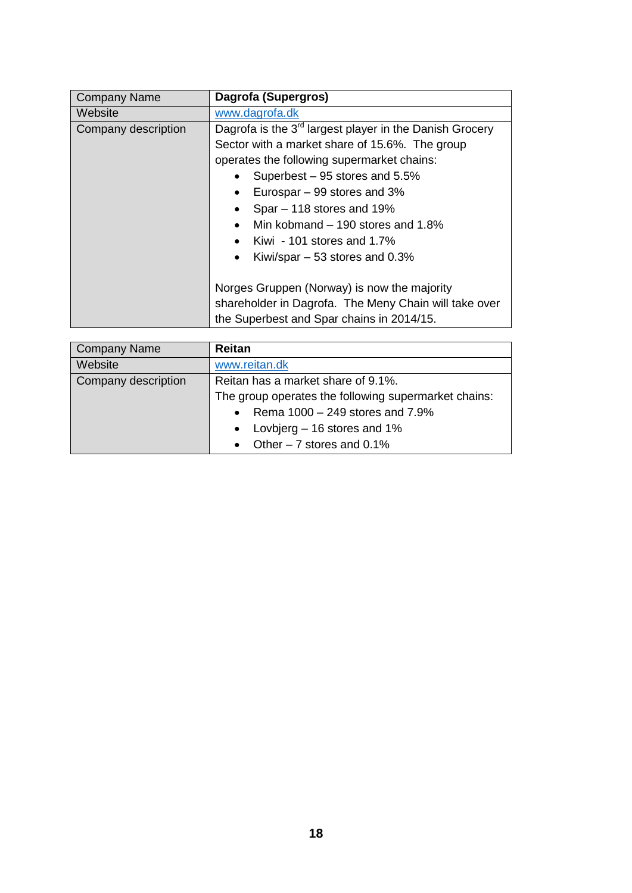| Company Name | **Dagrofa (Supergros)** |
|---|---|
| Website | www.dagrofa.dk |
| Company description | Dagrofa is the 3rd largest player in the Danish Grocery Sector with a market share of 15.6%. The group operates the following supermarket chains:<br>• Superbest – 95 stores and 5.5%<br>• Eurospar – 99 stores and 3%<br>• Spar – 118 stores and 19%<br>• Min kobmand – 190 stores and 1.8%<br>• Kiwi - 101 stores and 1.7%<br>• Kiwi/spar – 53 stores and 0.3%<br><br>Norges Gruppen (Norway) is now the majority shareholder in Dagrofa. The Meny Chain will take over the Superbest and Spar chains in 2014/15. |

| Company Name | **Reitan** |
|---|---|
| Website | www.reitan.dk |
| Company description | Reitan has a market share of 9.1%.<br>The group operates the following supermarket chains:<br>• Rema 1000 – 249 stores and 7.9%<br>• Lovbjerg – 16 stores and 1%<br>• Other – 7 stores and 0.1% |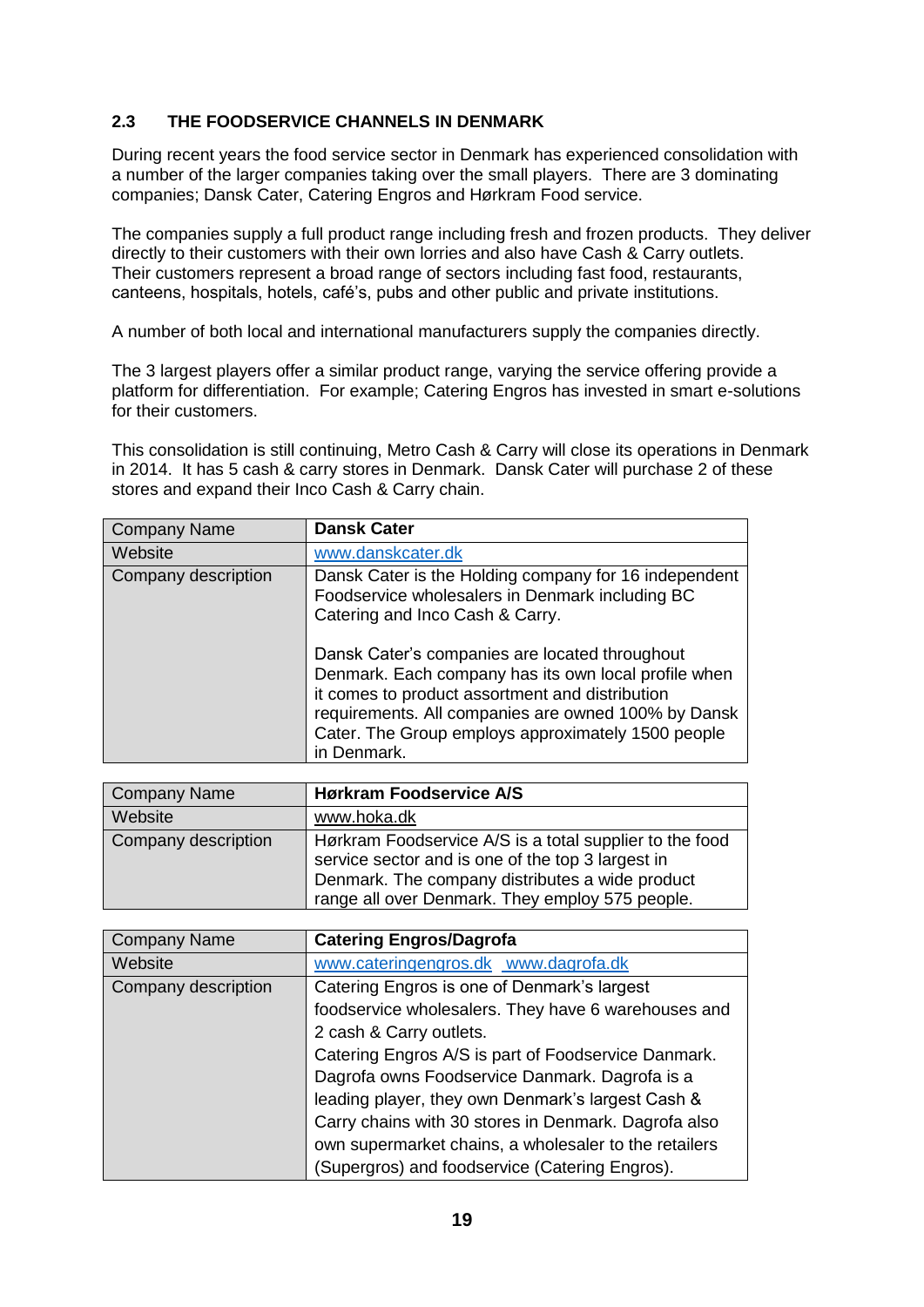## 2.3 THE FOODSERVICE CHANNELS IN DENMARK

During recent years the food service sector in Denmark has experienced consolidation with a number of the larger companies taking over the small players. There are 3 dominating companies; Dansk Cater, Catering Engros and Hørkram Food service.

The companies supply a full product range including fresh and frozen products. They deliver directly to their customers with their own lorries and also have Cash & Carry outlets. Their customers represent a broad range of sectors including fast food, restaurants, canteens, hospitals, hotels, café's, pubs and other public and private institutions.

A number of both local and international manufacturers supply the companies directly.

The 3 largest players offer a similar product range, varying the service offering provide a platform for differentiation. For example; Catering Engros has invested in smart e-solutions for their customers.

This consolidation is still continuing, Metro Cash & Carry will close its operations in Denmark in 2014. It has 5 cash & carry stores in Denmark. Dansk Cater will purchase 2 of these stores and expand their Inco Cash & Carry chain.

| Company Name | **Dansk Cater** |
|---|---|
| Website | www.danskcater.dk |
| Company description | Dansk Cater is the Holding company for 16 independent Foodservice wholesalers in Denmark including BC Catering and Inco Cash & Carry.<br><br>Dansk Cater's companies are located throughout Denmark. Each company has its own local profile when it comes to product assortment and distribution requirements. All companies are owned 100% by Dansk Cater. The Group employs approximately 1500 people in Denmark. |

| Company Name | **Hørkram Foodservice A/S** |
|---|---|
| Website | www.hoka.dk |
| Company description | Hørkram Foodservice A/S is a total supplier to the food service sector and is one of the top 3 largest in Denmark. The company distributes a wide product range all over Denmark. They employ 575 people. |

| Company Name | **Catering Engros/Dagrofa** |
|---|---|
| Website | www.cateringengros.dk www.dagrofa.dk |
| Company description | Catering Engros is one of Denmark's largest foodservice wholesalers. They have 6 warehouses and 2 cash & Carry outlets.<br>Catering Engros A/S is part of Foodservice Danmark. Dagrofa owns Foodservice Danmark. Dagrofa is a leading player, they own Denmark's largest Cash & Carry chains with 30 stores in Denmark. Dagrofa also own supermarket chains, a wholesaler to the retailers (Supergros) and foodservice (Catering Engros). |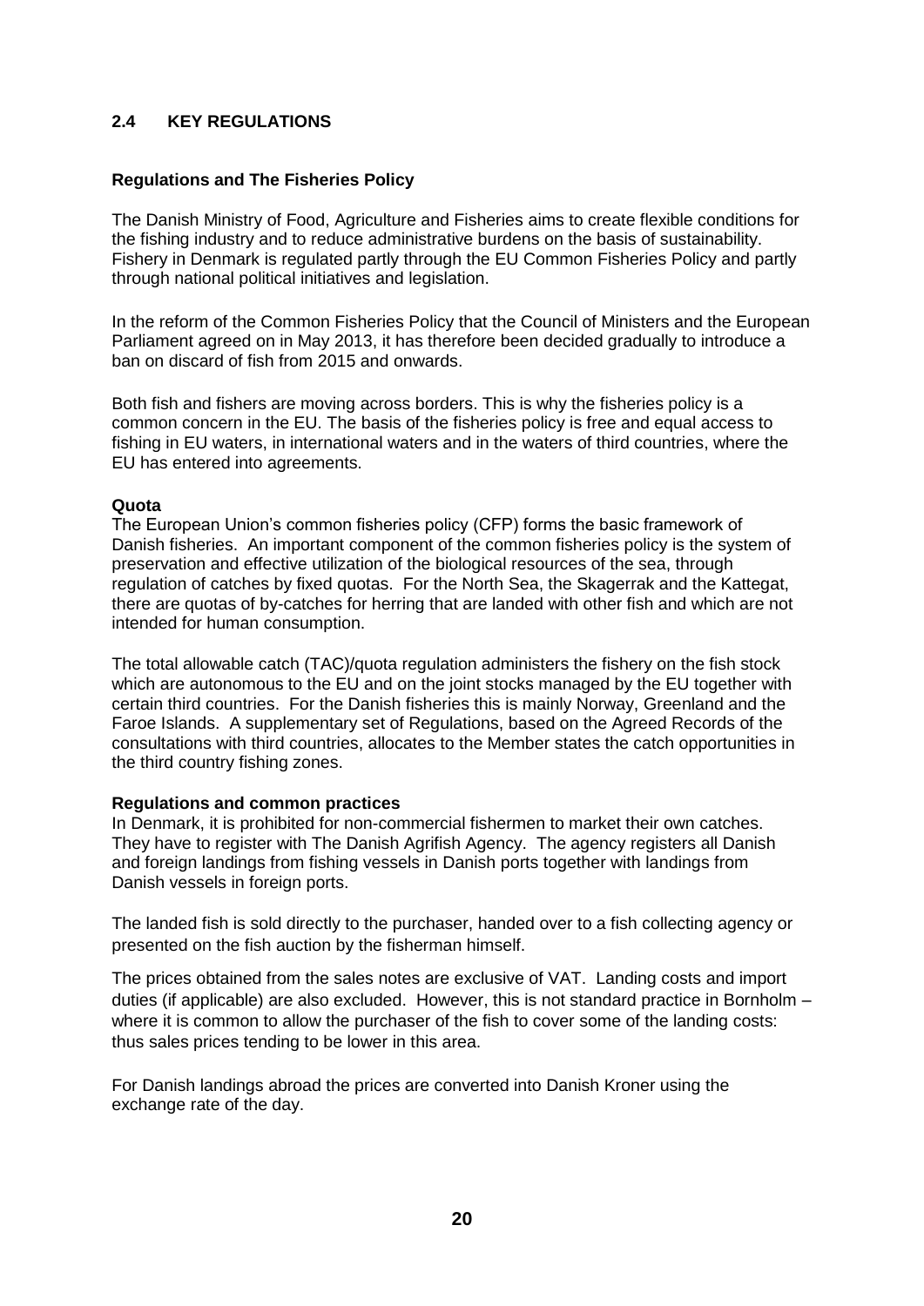## 2.4 KEY REGULATIONS

### Regulations and The Fisheries Policy

The Danish Ministry of Food, Agriculture and Fisheries aims to create flexible conditions for the fishing industry and to reduce administrative burdens on the basis of sustainability. Fishery in Denmark is regulated partly through the EU Common Fisheries Policy and partly through national political initiatives and legislation.

In the reform of the Common Fisheries Policy that the Council of Ministers and the European Parliament agreed on in May 2013, it has therefore been decided gradually to introduce a ban on discard of fish from 2015 and onwards.

Both fish and fishers are moving across borders. This is why the fisheries policy is a common concern in the EU. The basis of the fisheries policy is free and equal access to fishing in EU waters, in international waters and in the waters of third countries, where the EU has entered into agreements.

### Quota

The European Union's common fisheries policy (CFP) forms the basic framework of Danish fisheries. An important component of the common fisheries policy is the system of preservation and effective utilization of the biological resources of the sea, through regulation of catches by fixed quotas. For the North Sea, the Skagerrak and the Kattegat, there are quotas of by-catches for herring that are landed with other fish and which are not intended for human consumption.

The total allowable catch (TAC)/quota regulation administers the fishery on the fish stock which are autonomous to the EU and on the joint stocks managed by the EU together with certain third countries. For the Danish fisheries this is mainly Norway, Greenland and the Faroe Islands. A supplementary set of Regulations, based on the Agreed Records of the consultations with third countries, allocates to the Member states the catch opportunities in the third country fishing zones.

### Regulations and common practices

In Denmark, it is prohibited for non-commercial fishermen to market their own catches. They have to register with The Danish Agrifish Agency. The agency registers all Danish and foreign landings from fishing vessels in Danish ports together with landings from Danish vessels in foreign ports.

The landed fish is sold directly to the purchaser, handed over to a fish collecting agency or presented on the fish auction by the fisherman himself.

The prices obtained from the sales notes are exclusive of VAT. Landing costs and import duties (if applicable) are also excluded. However, this is not standard practice in Bornholm – where it is common to allow the purchaser of the fish to cover some of the landing costs: thus sales prices tending to be lower in this area.

For Danish landings abroad the prices are converted into Danish Kroner using the exchange rate of the day.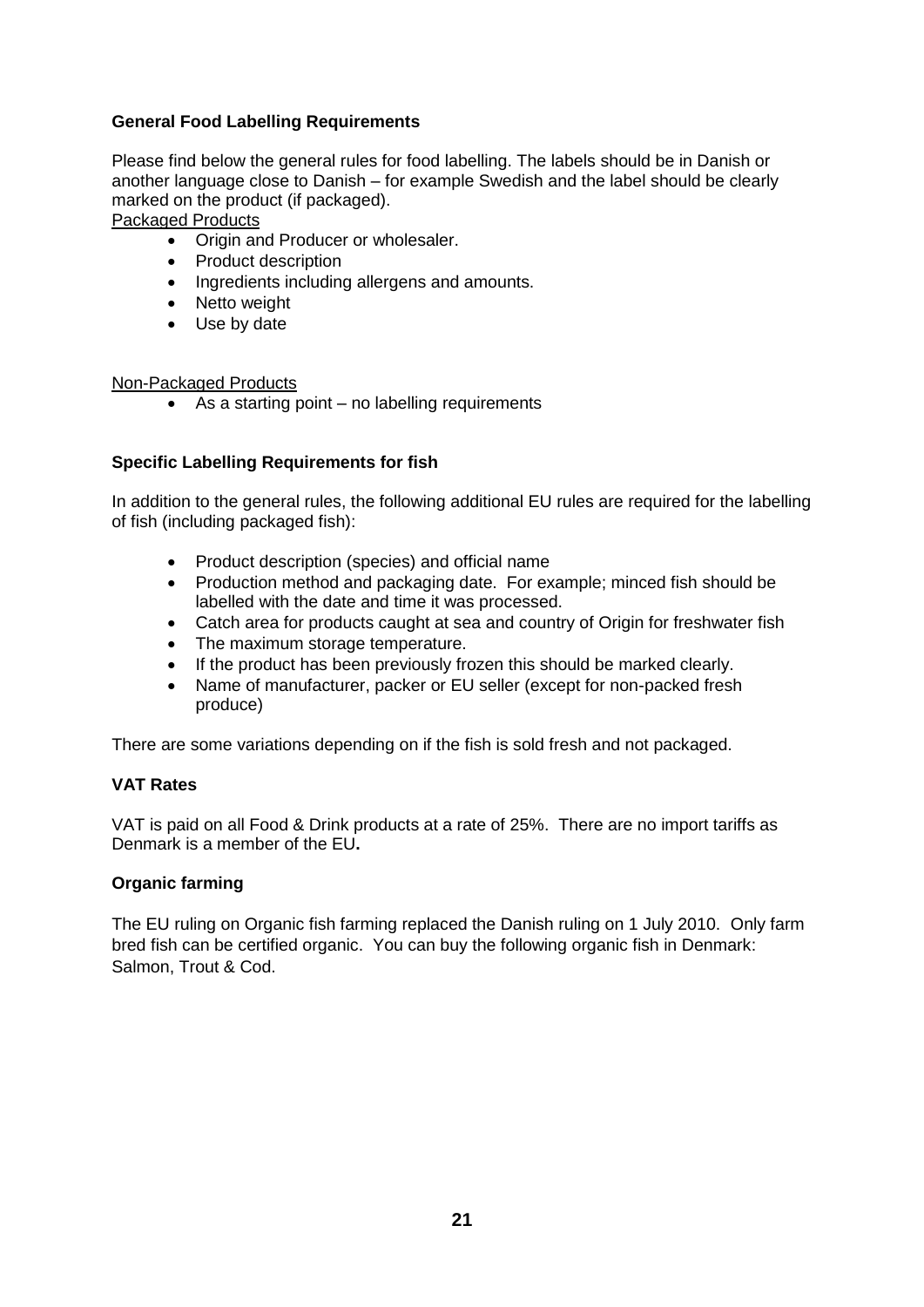## General Food Labelling Requirements

Please find below the general rules for food labelling. The labels should be in Danish or another language close to Danish – for example Swedish and the label should be clearly marked on the product (if packaged).

Packaged Products

- Origin and Producer or wholesaler.
- Product description
- Ingredients including allergens and amounts.
- Netto weight
- Use by date

Non-Packaged Products

- As a starting point – no labelling requirements

## Specific Labelling Requirements for fish

In addition to the general rules, the following additional EU rules are required for the labelling of fish (including packaged fish):

- Product description (species) and official name
- Production method and packaging date. For example; minced fish should be labelled with the date and time it was processed.
- Catch area for products caught at sea and country of Origin for freshwater fish
- The maximum storage temperature.
- If the product has been previously frozen this should be marked clearly.
- Name of manufacturer, packer or EU seller (except for non-packed fresh produce)

There are some variations depending on if the fish is sold fresh and not packaged.

## VAT Rates

VAT is paid on all Food & Drink products at a rate of 25%. There are no import tariffs as Denmark is a member of the EU**.**

## Organic farming

The EU ruling on Organic fish farming replaced the Danish ruling on 1 July 2010. Only farm bred fish can be certified organic. You can buy the following organic fish in Denmark: Salmon, Trout & Cod.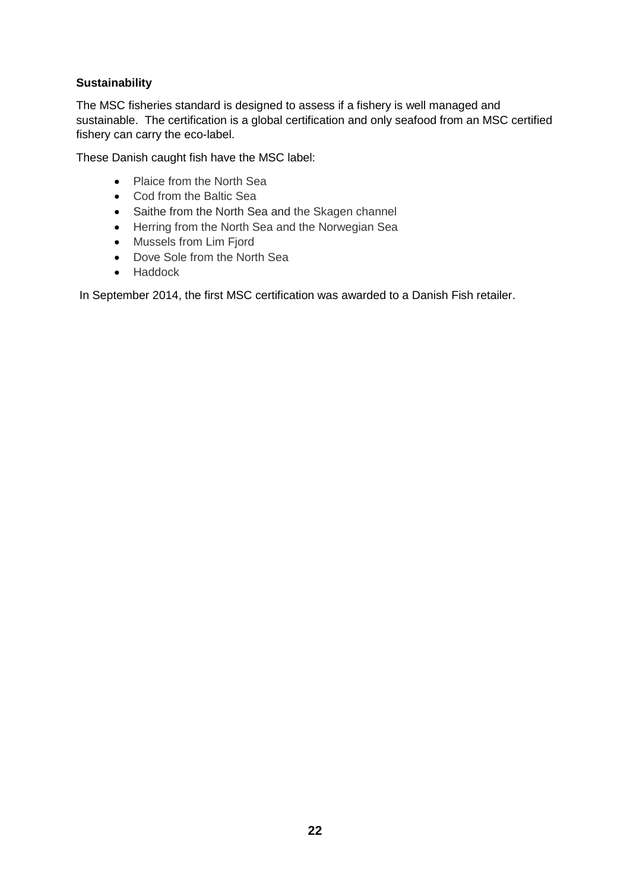**Sustainability**

The MSC fisheries standard is designed to assess if a fishery is well managed and sustainable. The certification is a global certification and only seafood from an MSC certified fishery can carry the eco-label.

These Danish caught fish have the MSC label:

- Plaice from the North Sea
- Cod from the Baltic Sea
- Saithe from the North Sea and the Skagen channel
- Herring from the North Sea and the Norwegian Sea
- Mussels from Lim Fjord
- Dove Sole from the North Sea
- Haddock

In September 2014, the first MSC certification was awarded to a Danish Fish retailer.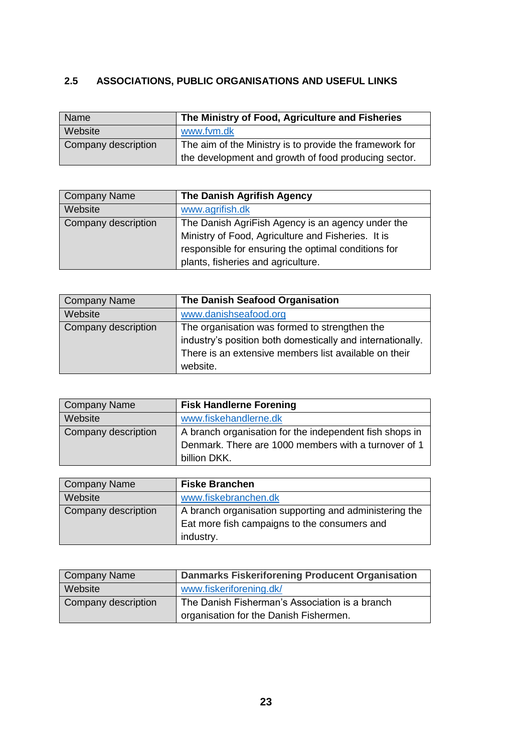## 2.5 ASSOCIATIONS, PUBLIC ORGANISATIONS AND USEFUL LINKS

| Name | **The Ministry of Food, Agriculture and Fisheries** |
|---|---|
| Website | www.fvm.dk |
| Company description | The aim of the Ministry is to provide the framework for the development and growth of food producing sector. |

| Company Name | **The Danish Agrifish Agency** |
|---|---|
| Website | www.agrifish.dk |
| Company description | The Danish AgriFish Agency is an agency under the Ministry of Food, Agriculture and Fisheries. It is responsible for ensuring the optimal conditions for plants, fisheries and agriculture. |

| Company Name | **The Danish Seafood Organisation** |
|---|---|
| Website | www.danishseafood.org |
| Company description | The organisation was formed to strengthen the industry's position both domestically and internationally. There is an extensive members list available on their website. |

| Company Name | **Fisk Handlerne Forening** |
|---|---|
| Website | www.fiskehandlerne.dk |
| Company description | A branch organisation for the independent fish shops in Denmark. There are 1000 members with a turnover of 1 billion DKK. |

| Company Name | **Fiske Branchen** |
|---|---|
| Website | www.fiskebranchen.dk |
| Company description | A branch organisation supporting and administering the Eat more fish campaigns to the consumers and industry. |

| Company Name | **Danmarks Fiskeriforening Producent Organisation** |
|---|---|
| Website | www.fiskeriforening.dk/ |
| Company description | The Danish Fisherman's Association is a branch organisation for the Danish Fishermen. |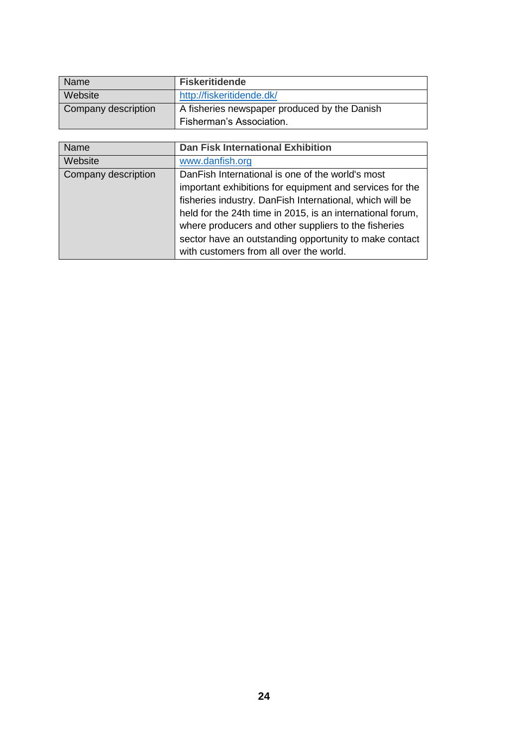| Name | **Fiskeritidende** |
|---|---|
| Website | http://fiskeritidende.dk/ |
| Company description | A fisheries newspaper produced by the Danish Fisherman's Association. |

| Name | **Dan Fisk International Exhibition** |
|---|---|
| Website | www.danfish.org |
| Company description | DanFish International is one of the world's most important exhibitions for equipment and services for the fisheries industry. DanFish International, which will be held for the 24th time in 2015, is an international forum, where producers and other suppliers to the fisheries sector have an outstanding opportunity to make contact with customers from all over the world. |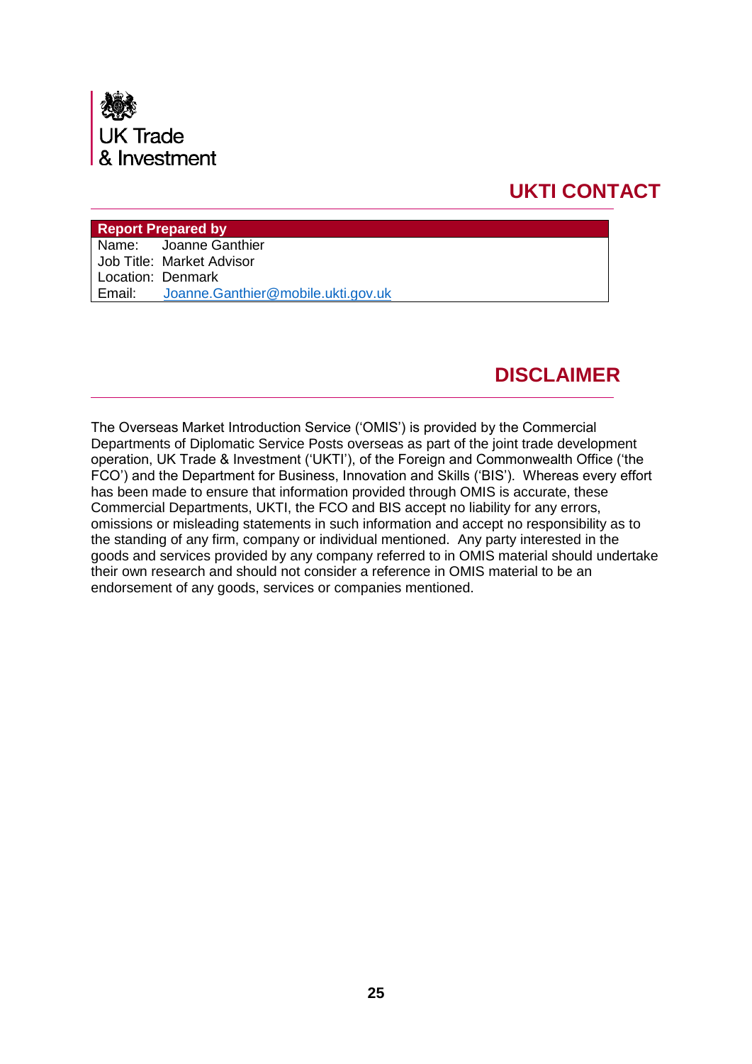UK Trade
& Investment

## UKTI CONTACT

| Report Prepared by | |
| --- | --- |
| Name: | Joanne Ganthier |
| Job Title: | Market Advisor |
| Location: | Denmark |
| Email: | Joanne.Ganthier@mobile.ukti.gov.uk |

## DISCLAIMER

The Overseas Market Introduction Service ('OMIS') is provided by the Commercial Departments of Diplomatic Service Posts overseas as part of the joint trade development operation, UK Trade & Investment ('UKTI'), of the Foreign and Commonwealth Office ('the FCO') and the Department for Business, Innovation and Skills ('BIS'). Whereas every effort has been made to ensure that information provided through OMIS is accurate, these Commercial Departments, UKTI, the FCO and BIS accept no liability for any errors, omissions or misleading statements in such information and accept no responsibility as to the standing of any firm, company or individual mentioned. Any party interested in the goods and services provided by any company referred to in OMIS material should undertake their own research and should not consider a reference in OMIS material to be an endorsement of any goods, services or companies mentioned.